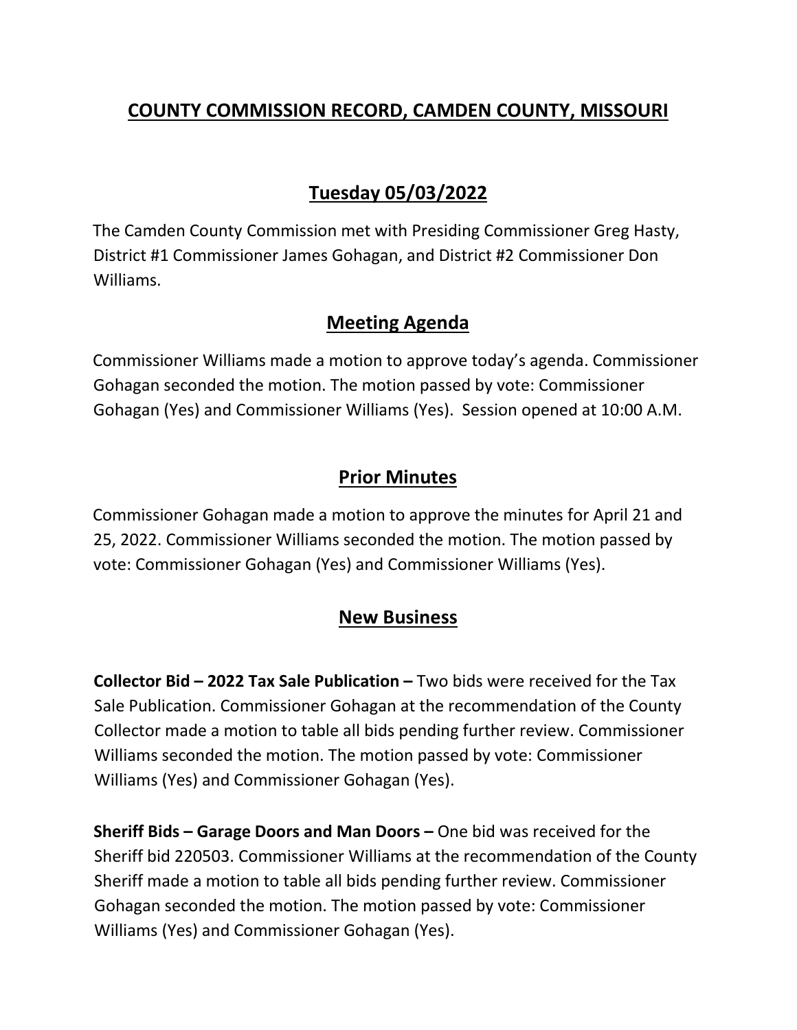# COUNTY COMMISSION RECORD, CAMDEN COUNTY, MISSOURI

## Tuesday 05/03/2022

The Camden County Commission met with Presiding Commissioner Greg Hasty, District #1 Commissioner James Gohagan, and District #2 Commissioner Don Williams.

## Meeting Agenda

Commissioner Williams made a motion to approve today's agenda. Commissioner Gohagan seconded the motion. The motion passed by vote: Commissioner Gohagan (Yes) and Commissioner Williams (Yes). Session opened at 10:00 A.M.

## Prior Minutes

Commissioner Gohagan made a motion to approve the minutes for April 21 and 25, 2022. Commissioner Williams seconded the motion. The motion passed by vote: Commissioner Gohagan (Yes) and Commissioner Williams (Yes).

## New Business

**Collector Bid – 2022 Tax Sale Publication –** Two bids were received for the Tax Sale Publication. Commissioner Gohagan at the recommendation of the County Collector made a motion to table all bids pending further review. Commissioner Williams seconded the motion. The motion passed by vote: Commissioner Williams (Yes) and Commissioner Gohagan (Yes).

**Sheriff Bids – Garage Doors and Man Doors –** One bid was received for the Sheriff bid 220503. Commissioner Williams at the recommendation of the County Sheriff made a motion to table all bids pending further review. Commissioner Gohagan seconded the motion. The motion passed by vote: Commissioner Williams (Yes) and Commissioner Gohagan (Yes).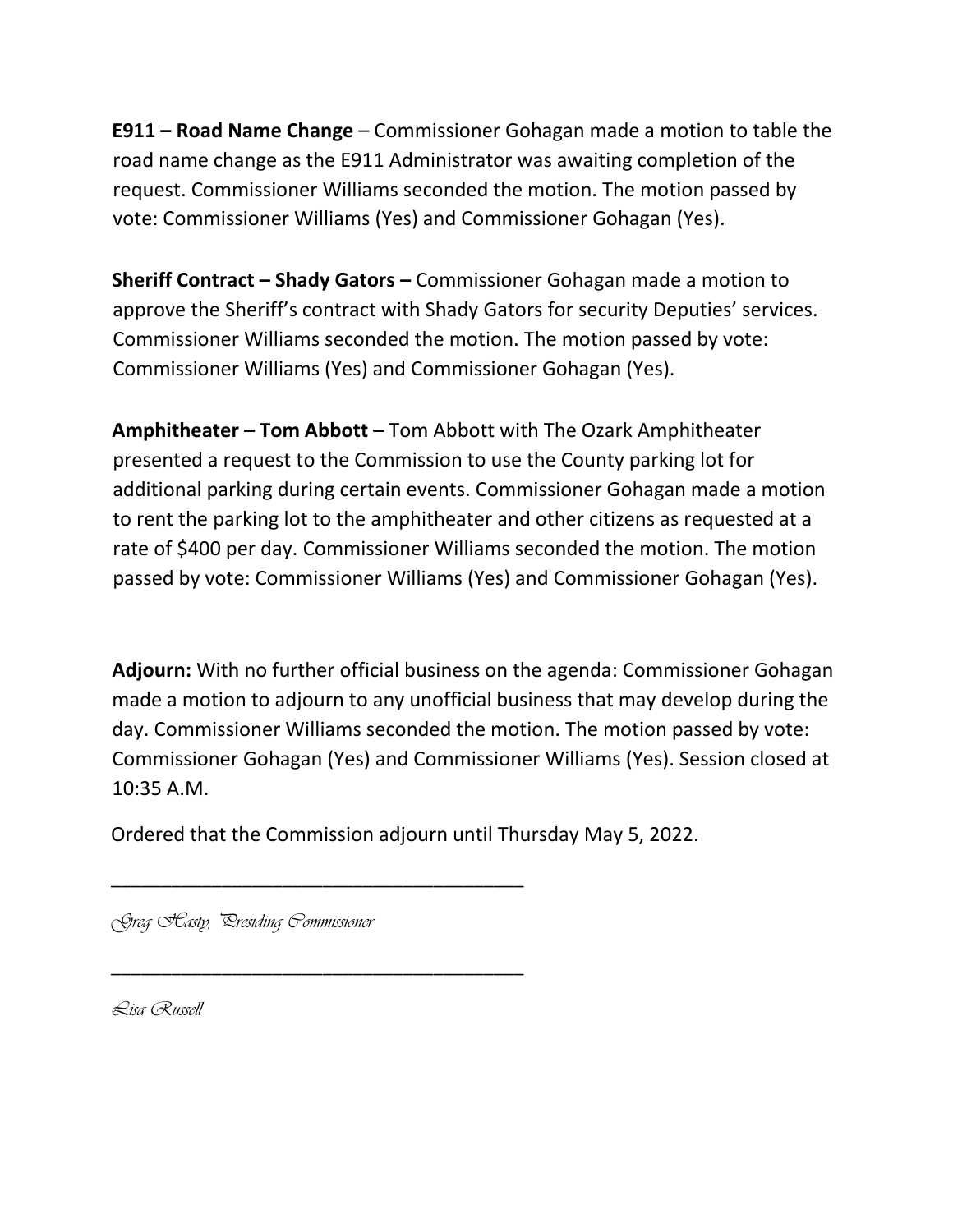**E911 – Road Name Change** – Commissioner Gohagan made a motion to table the road name change as the E911 Administrator was awaiting completion of the request. Commissioner Williams seconded the motion. The motion passed by vote: Commissioner Williams (Yes) and Commissioner Gohagan (Yes).

**Sheriff Contract – Shady Gators –** Commissioner Gohagan made a motion to approve the Sheriff's contract with Shady Gators for security Deputies' services. Commissioner Williams seconded the motion. The motion passed by vote: Commissioner Williams (Yes) and Commissioner Gohagan (Yes).

**Amphitheater – Tom Abbott –** Tom Abbott with The Ozark Amphitheater presented a request to the Commission to use the County parking lot for additional parking during certain events. Commissioner Gohagan made a motion to rent the parking lot to the amphitheater and other citizens as requested at a rate of $400 per day. Commissioner Williams seconded the motion. The motion passed by vote: Commissioner Williams (Yes) and Commissioner Gohagan (Yes).

**Adjourn:** With no further official business on the agenda: Commissioner Gohagan made a motion to adjourn to any unofficial business that may develop during the day. Commissioner Williams seconded the motion. The motion passed by vote: Commissioner Gohagan (Yes) and Commissioner Williams (Yes). Session closed at 10:35 A.M.

Ordered that the Commission adjourn until Thursday May 5, 2022.

\_\_\_\_\_\_\_\_\_\_\_\_\_\_\_\_\_\_\_\_\_\_\_\_\_\_\_\_\_\_\_\_\_\_\_\_\_\_\_\_

*Greg Hasty, Presiding Commissioner*

\_\_\_\_\_\_\_\_\_\_\_\_\_\_\_\_\_\_\_\_\_\_\_\_\_\_\_\_\_\_\_\_\_\_\_\_\_\_\_\_

*Lisa Russell*